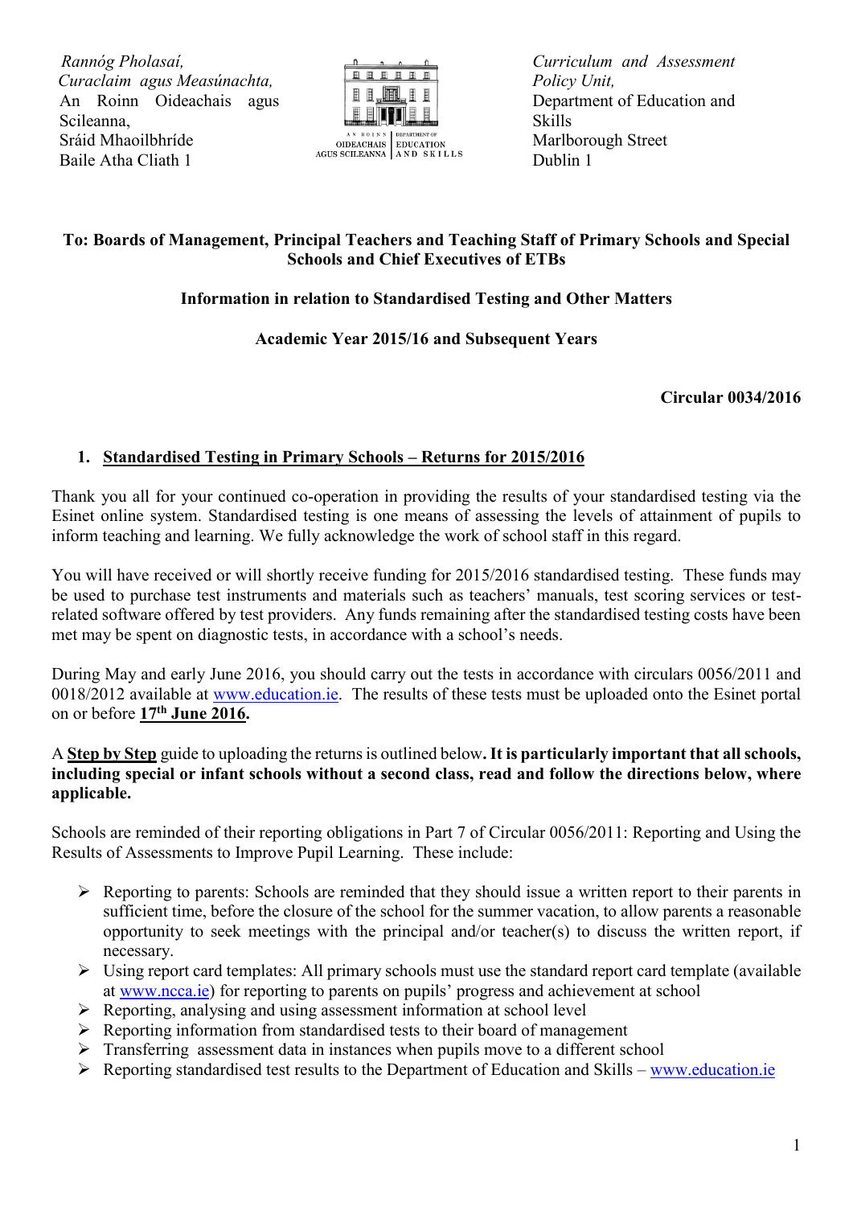*Rannóg Pholasaí,*
*Curaclaim agus Measúnachta,*
An Roinn Oideachais agus Scileanna,
Sráid Mhaoilbhríde
Baile Atha Cliath 1

*Curriculum and Assessment Policy Unit,*
Department of Education and Skills
Marlborough Street
Dublin 1

**To: Boards of Management, Principal Teachers and Teaching Staff of Primary Schools and Special Schools and Chief Executives of ETBs**

**Information in relation to Standardised Testing and Other Matters**

**Academic Year 2015/16 and Subsequent Years**

**Circular 0034/2016**

## 1. Standardised Testing in Primary Schools – Returns for 2015/2016

Thank you all for your continued co-operation in providing the results of your standardised testing via the Esinet online system. Standardised testing is one means of assessing the levels of attainment of pupils to inform teaching and learning. We fully acknowledge the work of school staff in this regard.

You will have received or will shortly receive funding for 2015/2016 standardised testing. These funds may be used to purchase test instruments and materials such as teachers' manuals, test scoring services or test-related software offered by test providers. Any funds remaining after the standardised testing costs have been met may be spent on diagnostic tests, in accordance with a school's needs.

During May and early June 2016, you should carry out the tests in accordance with circulars 0056/2011 and 0018/2012 available at www.education.ie. The results of these tests must be uploaded onto the Esinet portal on or before **17th June 2016.**

A **Step by Step** guide to uploading the returns is outlined below**. It is particularly important that all schools, including special or infant schools without a second class, read and follow the directions below, where applicable.**

Schools are reminded of their reporting obligations in Part 7 of Circular 0056/2011: Reporting and Using the Results of Assessments to Improve Pupil Learning. These include:

- Reporting to parents: Schools are reminded that they should issue a written report to their parents in sufficient time, before the closure of the school for the summer vacation, to allow parents a reasonable opportunity to seek meetings with the principal and/or teacher(s) to discuss the written report, if necessary.
- Using report card templates: All primary schools must use the standard report card template (available at www.ncca.ie) for reporting to parents on pupils' progress and achievement at school
- Reporting, analysing and using assessment information at school level
- Reporting information from standardised tests to their board of management
- Transferring assessment data in instances when pupils move to a different school
- Reporting standardised test results to the Department of Education and Skills – www.education.ie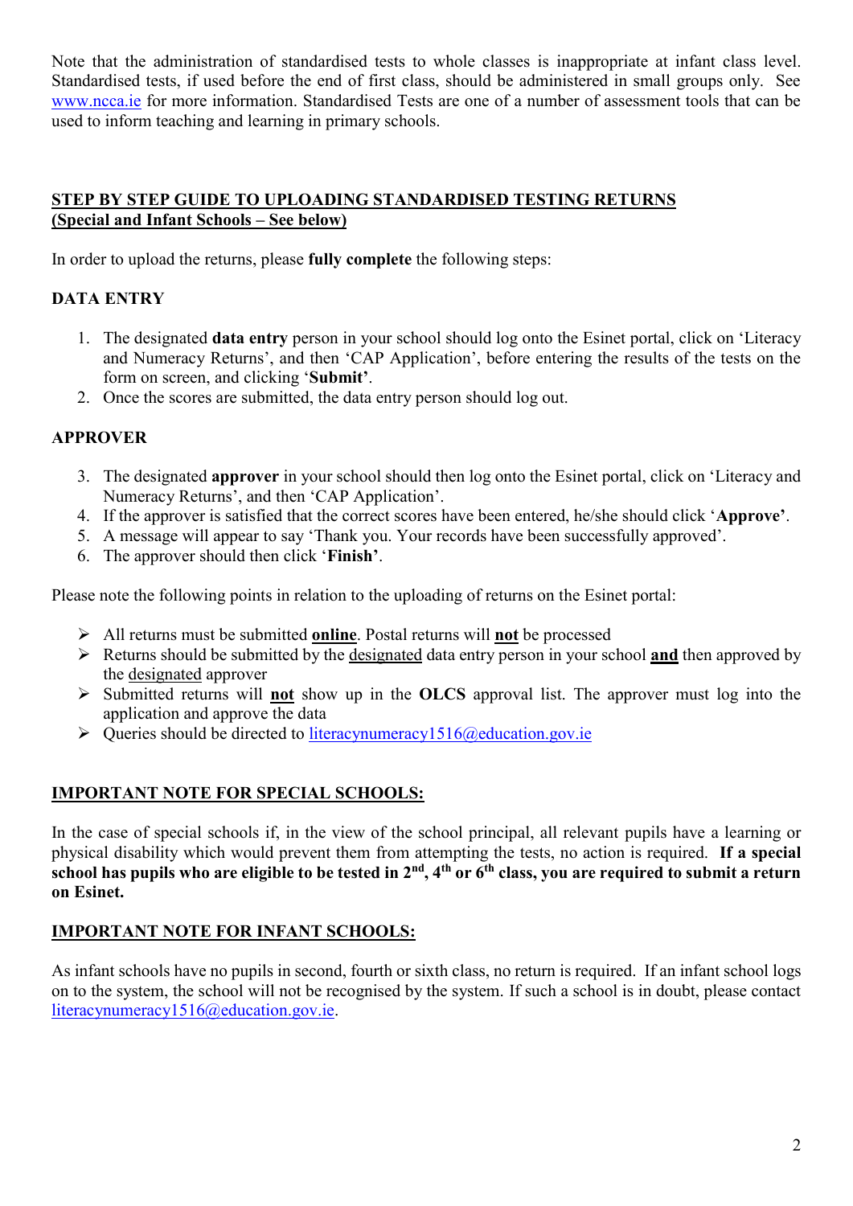Note that the administration of standardised tests to whole classes is inappropriate at infant class level. Standardised tests, if used before the end of first class, should be administered in small groups only. See www.ncca.ie for more information. Standardised Tests are one of a number of assessment tools that can be used to inform teaching and learning in primary schools.

## STEP BY STEP GUIDE TO UPLOADING STANDARDISED TESTING RETURNS (Special and Infant Schools – See below)

In order to upload the returns, please **fully complete** the following steps:

### DATA ENTRY

1. The designated **data entry** person in your school should log onto the Esinet portal, click on 'Literacy and Numeracy Returns', and then 'CAP Application', before entering the results of the tests on the form on screen, and clicking '**Submit**'.
2. Once the scores are submitted, the data entry person should log out.

### APPROVER

3. The designated **approver** in your school should then log onto the Esinet portal, click on 'Literacy and Numeracy Returns', and then 'CAP Application'.
4. If the approver is satisfied that the correct scores have been entered, he/she should click '**Approve**'.
5. A message will appear to say 'Thank you. Your records have been successfully approved'.
6. The approver should then click '**Finish**'.

Please note the following points in relation to the uploading of returns on the Esinet portal:

- All returns must be submitted **online**. Postal returns will **not** be processed
- Returns should be submitted by the designated data entry person in your school **and** then approved by the designated approver
- Submitted returns will **not** show up in the **OLCS** approval list. The approver must log into the application and approve the data
- Queries should be directed to literacynumeracy1516@education.gov.ie

### IMPORTANT NOTE FOR SPECIAL SCHOOLS:

In the case of special schools if, in the view of the school principal, all relevant pupils have a learning or physical disability which would prevent them from attempting the tests, no action is required. **If a special school has pupils who are eligible to be tested in 2nd, 4th or 6th class, you are required to submit a return on Esinet.**

### IMPORTANT NOTE FOR INFANT SCHOOLS:

As infant schools have no pupils in second, fourth or sixth class, no return is required. If an infant school logs on to the system, the school will not be recognised by the system. If such a school is in doubt, please contact literacynumeracy1516@education.gov.ie.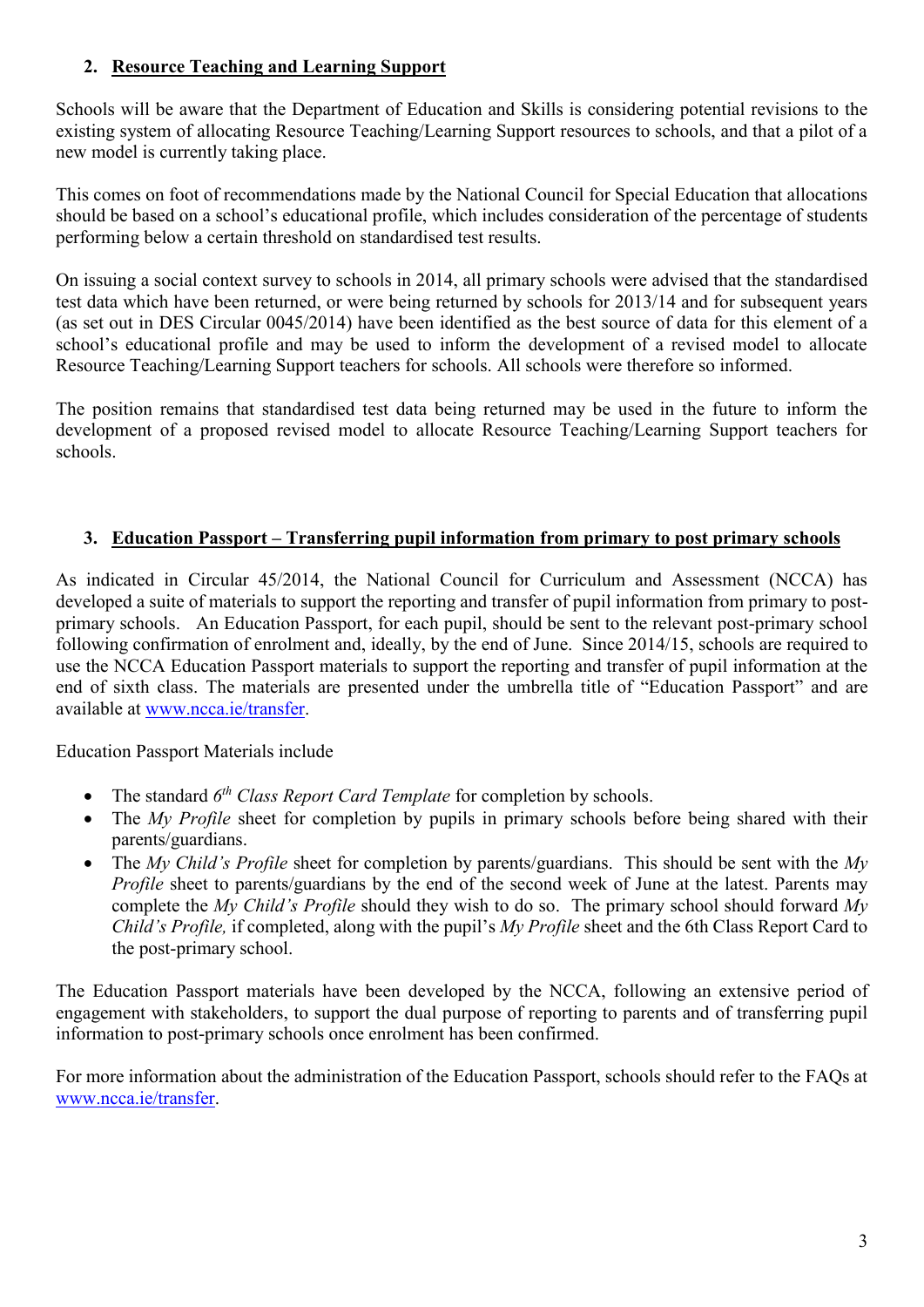## 2. **Resource Teaching and Learning Support**

Schools will be aware that the Department of Education and Skills is considering potential revisions to the existing system of allocating Resource Teaching/Learning Support resources to schools, and that a pilot of a new model is currently taking place.

This comes on foot of recommendations made by the National Council for Special Education that allocations should be based on a school's educational profile, which includes consideration of the percentage of students performing below a certain threshold on standardised test results.

On issuing a social context survey to schools in 2014, all primary schools were advised that the standardised test data which have been returned, or were being returned by schools for 2013/14 and for subsequent years (as set out in DES Circular 0045/2014) have been identified as the best source of data for this element of a school's educational profile and may be used to inform the development of a revised model to allocate Resource Teaching/Learning Support teachers for schools. All schools were therefore so informed.

The position remains that standardised test data being returned may be used in the future to inform the development of a proposed revised model to allocate Resource Teaching/Learning Support teachers for schools.

## 3. **Education Passport – Transferring pupil information from primary to post primary schools**

As indicated in Circular 45/2014, the National Council for Curriculum and Assessment (NCCA) has developed a suite of materials to support the reporting and transfer of pupil information from primary to post-primary schools. An Education Passport, for each pupil, should be sent to the relevant post-primary school following confirmation of enrolment and, ideally, by the end of June. Since 2014/15, schools are required to use the NCCA Education Passport materials to support the reporting and transfer of pupil information at the end of sixth class. The materials are presented under the umbrella title of "Education Passport" and are available at www.ncca.ie/transfer.

Education Passport Materials include

- The standard *6th Class Report Card Template* for completion by schools.
- The *My Profile* sheet for completion by pupils in primary schools before being shared with their parents/guardians.
- The *My Child's Profile* sheet for completion by parents/guardians. This should be sent with the *My Profile* sheet to parents/guardians by the end of the second week of June at the latest. Parents may complete the *My Child's Profile* should they wish to do so. The primary school should forward *My Child's Profile,* if completed, along with the pupil's *My Profile* sheet and the 6th Class Report Card to the post-primary school.

The Education Passport materials have been developed by the NCCA, following an extensive period of engagement with stakeholders, to support the dual purpose of reporting to parents and of transferring pupil information to post-primary schools once enrolment has been confirmed.

For more information about the administration of the Education Passport, schools should refer to the FAQs at www.ncca.ie/transfer.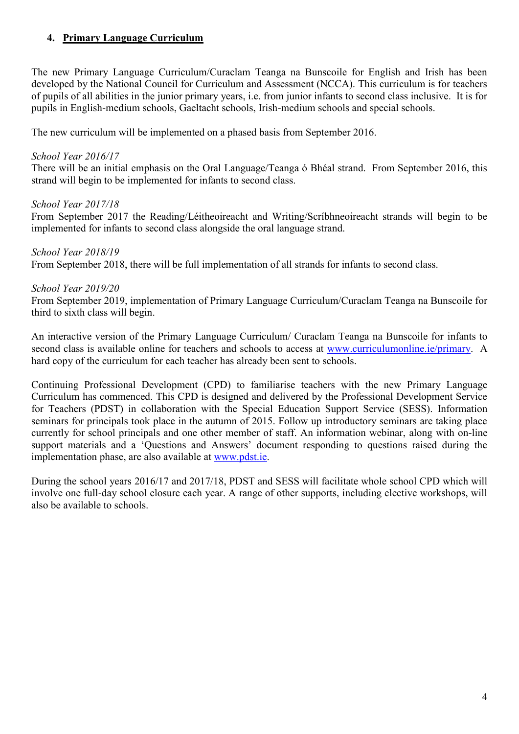## 4. **Primary Language Curriculum**

The new Primary Language Curriculum/Curaclam Teanga na Bunscoile for English and Irish has been developed by the National Council for Curriculum and Assessment (NCCA). This curriculum is for teachers of pupils of all abilities in the junior primary years, i.e. from junior infants to second class inclusive. It is for pupils in English-medium schools, Gaeltacht schools, Irish-medium schools and special schools.

The new curriculum will be implemented on a phased basis from September 2016.

*School Year 2016/17*
There will be an initial emphasis on the Oral Language/Teanga ó Bhéal strand. From September 2016, this strand will begin to be implemented for infants to second class.

*School Year 2017/18*
From September 2017 the Reading/Léitheoireacht and Writing/Scríbhneoireacht strands will begin to be implemented for infants to second class alongside the oral language strand.

*School Year 2018/19*
From September 2018, there will be full implementation of all strands for infants to second class.

*School Year 2019/20*
From September 2019, implementation of Primary Language Curriculum/Curaclam Teanga na Bunscoile for third to sixth class will begin.

An interactive version of the Primary Language Curriculum/ Curaclam Teanga na Bunscoile for infants to second class is available online for teachers and schools to access at [www.curriculumonline.ie/primary](www.curriculumonline.ie/primary). A hard copy of the curriculum for each teacher has already been sent to schools.

Continuing Professional Development (CPD) to familiarise teachers with the new Primary Language Curriculum has commenced. This CPD is designed and delivered by the Professional Development Service for Teachers (PDST) in collaboration with the Special Education Support Service (SESS). Information seminars for principals took place in the autumn of 2015. Follow up introductory seminars are taking place currently for school principals and one other member of staff. An information webinar, along with on-line support materials and a 'Questions and Answers' document responding to questions raised during the implementation phase, are also available at [www.pdst.ie](www.pdst.ie).

During the school years 2016/17 and 2017/18, PDST and SESS will facilitate whole school CPD which will involve one full-day school closure each year. A range of other supports, including elective workshops, will also be available to schools.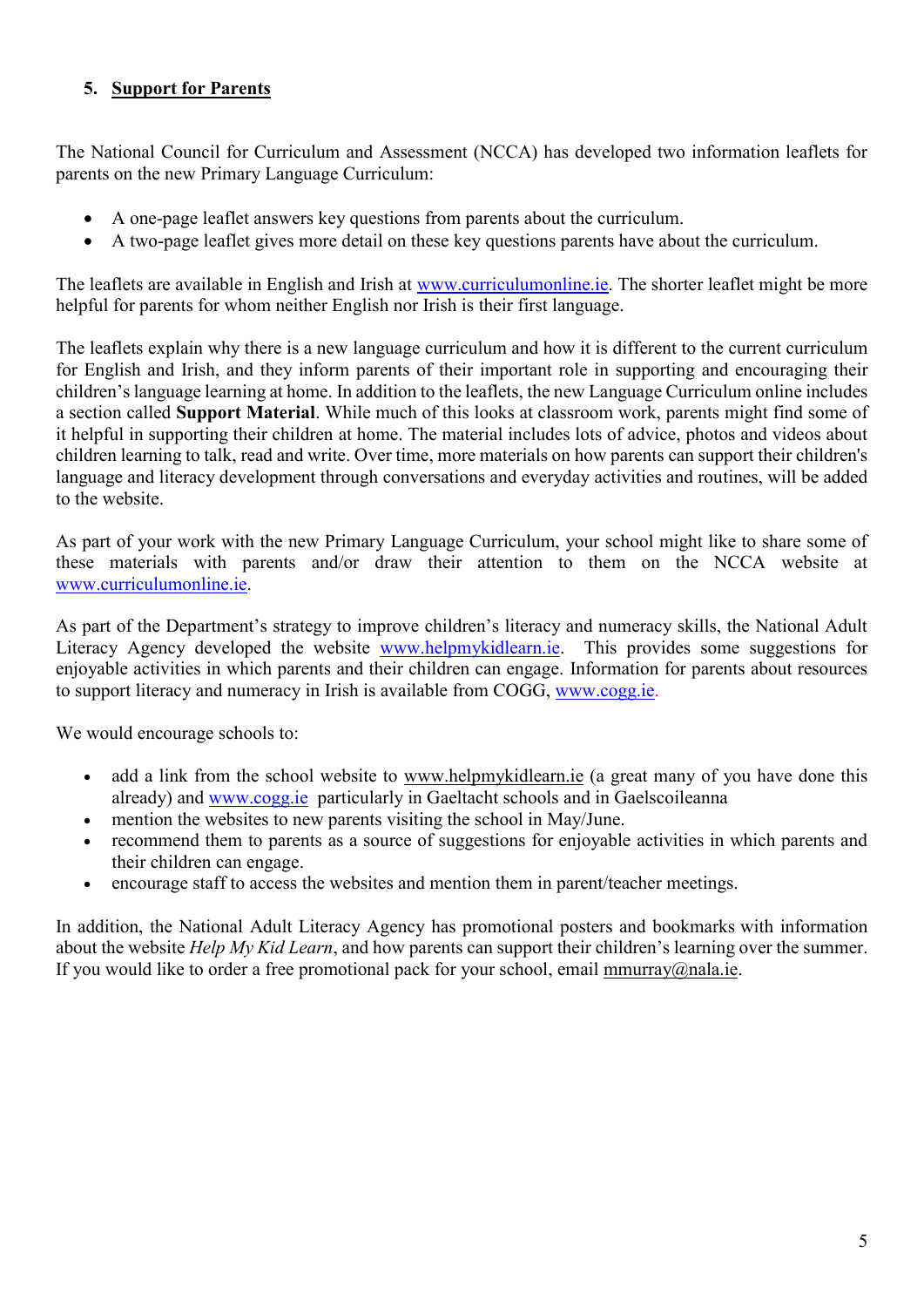## 5. Support for Parents

The National Council for Curriculum and Assessment (NCCA) has developed two information leaflets for parents on the new Primary Language Curriculum:

- A one-page leaflet answers key questions from parents about the curriculum.
- A two-page leaflet gives more detail on these key questions parents have about the curriculum.

The leaflets are available in English and Irish at www.curriculumonline.ie. The shorter leaflet might be more helpful for parents for whom neither English nor Irish is their first language.

The leaflets explain why there is a new language curriculum and how it is different to the current curriculum for English and Irish, and they inform parents of their important role in supporting and encouraging their children's language learning at home. In addition to the leaflets, the new Language Curriculum online includes a section called **Support Material**. While much of this looks at classroom work, parents might find some of it helpful in supporting their children at home. The material includes lots of advice, photos and videos about children learning to talk, read and write. Over time, more materials on how parents can support their children's language and literacy development through conversations and everyday activities and routines, will be added to the website.

As part of your work with the new Primary Language Curriculum, your school might like to share some of these materials with parents and/or draw their attention to them on the NCCA website at www.curriculumonline.ie.

As part of the Department's strategy to improve children's literacy and numeracy skills, the National Adult Literacy Agency developed the website www.helpmykidlearn.ie. This provides some suggestions for enjoyable activities in which parents and their children can engage. Information for parents about resources to support literacy and numeracy in Irish is available from COGG, www.cogg.ie.

We would encourage schools to:

- add a link from the school website to www.helpmykidlearn.ie (a great many of you have done this already) and www.cogg.ie particularly in Gaeltacht schools and in Gaelscoileanna
- mention the websites to new parents visiting the school in May/June.
- recommend them to parents as a source of suggestions for enjoyable activities in which parents and their children can engage.
- encourage staff to access the websites and mention them in parent/teacher meetings.

In addition, the National Adult Literacy Agency has promotional posters and bookmarks with information about the website *Help My Kid Learn*, and how parents can support their children's learning over the summer. If you would like to order a free promotional pack for your school, email mmurray@nala.ie.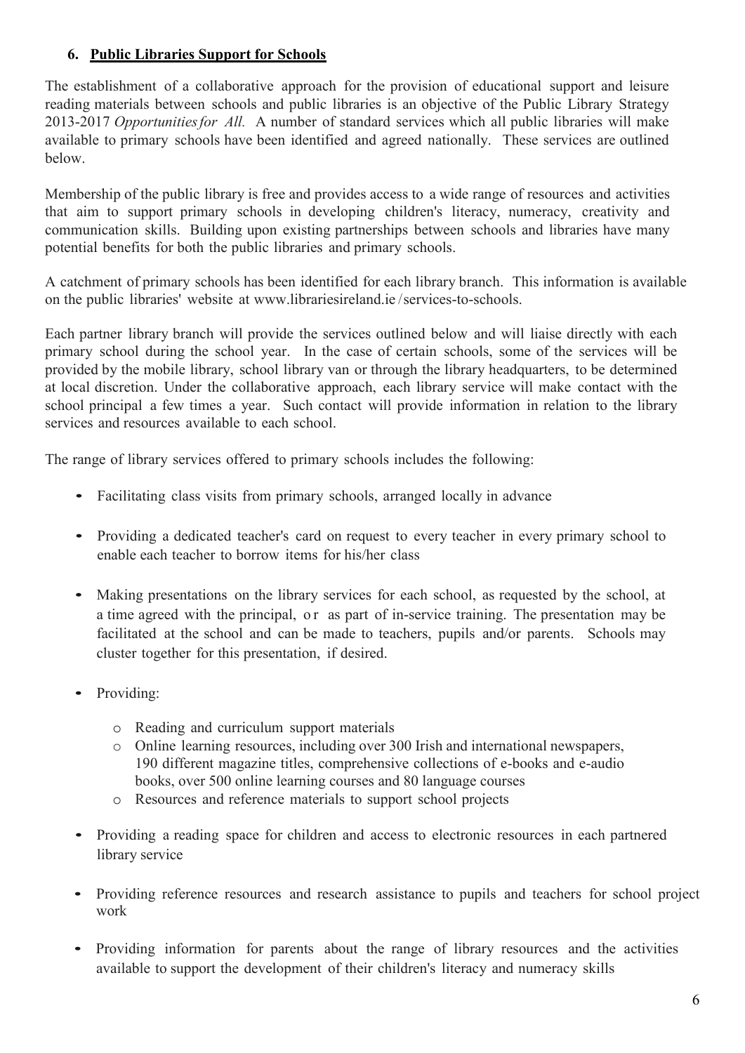## 6. Public Libraries Support for Schools

The establishment of a collaborative approach for the provision of educational support and leisure reading materials between schools and public libraries is an objective of the Public Library Strategy 2013-2017 *Opportunities for All.* A number of standard services which all public libraries will make available to primary schools have been identified and agreed nationally. These services are outlined below.

Membership of the public library is free and provides access to a wide range of resources and activities that aim to support primary schools in developing children's literacy, numeracy, creativity and communication skills. Building upon existing partnerships between schools and libraries have many potential benefits for both the public libraries and primary schools.

A catchment of primary schools has been identified for each library branch. This information is available on the public libraries' website at www.librariesireland.ie /services-to-schools.

Each partner library branch will provide the services outlined below and will liaise directly with each primary school during the school year. In the case of certain schools, some of the services will be provided by the mobile library, school library van or through the library headquarters, to be determined at local discretion. Under the collaborative approach, each library service will make contact with the school principal a few times a year. Such contact will provide information in relation to the library services and resources available to each school.

The range of library services offered to primary schools includes the following:

- Facilitating class visits from primary schools, arranged locally in advance
- Providing a dedicated teacher's card on request to every teacher in every primary school to enable each teacher to borrow items for his/her class
- Making presentations on the library services for each school, as requested by the school, at a time agreed with the principal, or as part of in-service training. The presentation may be facilitated at the school and can be made to teachers, pupils and/or parents. Schools may cluster together for this presentation, if desired.
- Providing:
  - Reading and curriculum support materials
  - Online learning resources, including over 300 Irish and international newspapers, 190 different magazine titles, comprehensive collections of e-books and e-audio books, over 500 online learning courses and 80 language courses
  - Resources and reference materials to support school projects
- Providing a reading space for children and access to electronic resources in each partnered library service
- Providing reference resources and research assistance to pupils and teachers for school project work
- Providing information for parents about the range of library resources and the activities available to support the development of their children's literacy and numeracy skills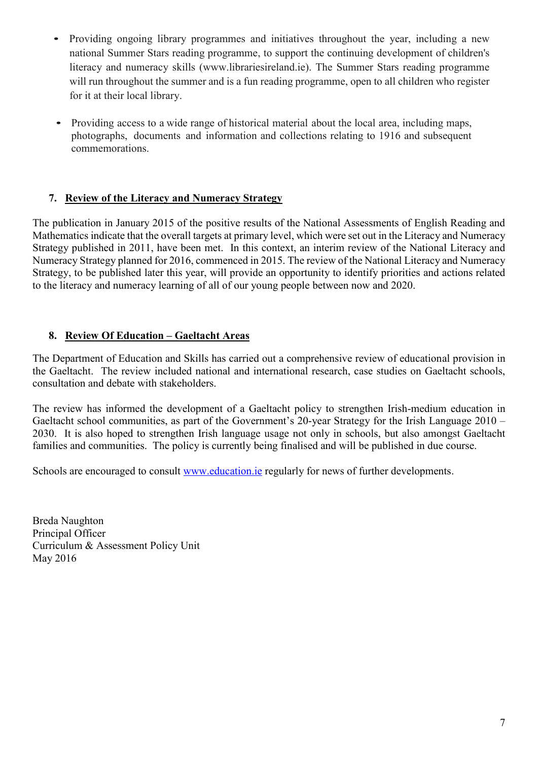- Providing ongoing library programmes and initiatives throughout the year, including a new national Summer Stars reading programme, to support the continuing development of children's literacy and numeracy skills (www.librariesireland.ie). The Summer Stars reading programme will run throughout the summer and is a fun reading programme, open to all children who register for it at their local library.
- Providing access to a wide range of historical material about the local area, including maps, photographs, documents and information and collections relating to 1916 and subsequent commemorations.

## 7. Review of the Literacy and Numeracy Strategy

The publication in January 2015 of the positive results of the National Assessments of English Reading and Mathematics indicate that the overall targets at primary level, which were set out in the Literacy and Numeracy Strategy published in 2011, have been met. In this context, an interim review of the National Literacy and Numeracy Strategy planned for 2016, commenced in 2015. The review of the National Literacy and Numeracy Strategy, to be published later this year, will provide an opportunity to identify priorities and actions related to the literacy and numeracy learning of all of our young people between now and 2020.

## 8. Review Of Education – Gaeltacht Areas

The Department of Education and Skills has carried out a comprehensive review of educational provision in the Gaeltacht. The review included national and international research, case studies on Gaeltacht schools, consultation and debate with stakeholders.

The review has informed the development of a Gaeltacht policy to strengthen Irish-medium education in Gaeltacht school communities, as part of the Government's 20-year Strategy for the Irish Language 2010 – 2030. It is also hoped to strengthen Irish language usage not only in schools, but also amongst Gaeltacht families and communities. The policy is currently being finalised and will be published in due course.

Schools are encouraged to consult www.education.ie regularly for news of further developments.

Breda Naughton
Principal Officer
Curriculum & Assessment Policy Unit
May 2016